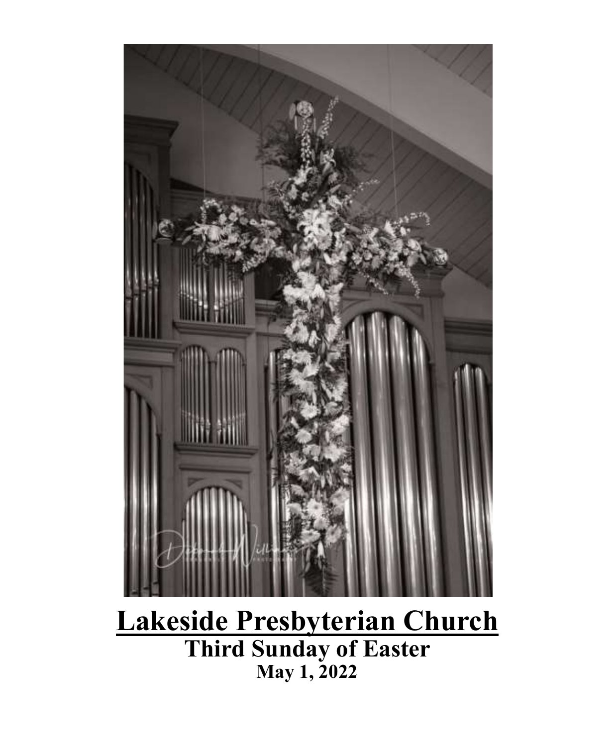# Lakeside Presbyterian Church

## Third Sunday of Easter

### May 1, 2022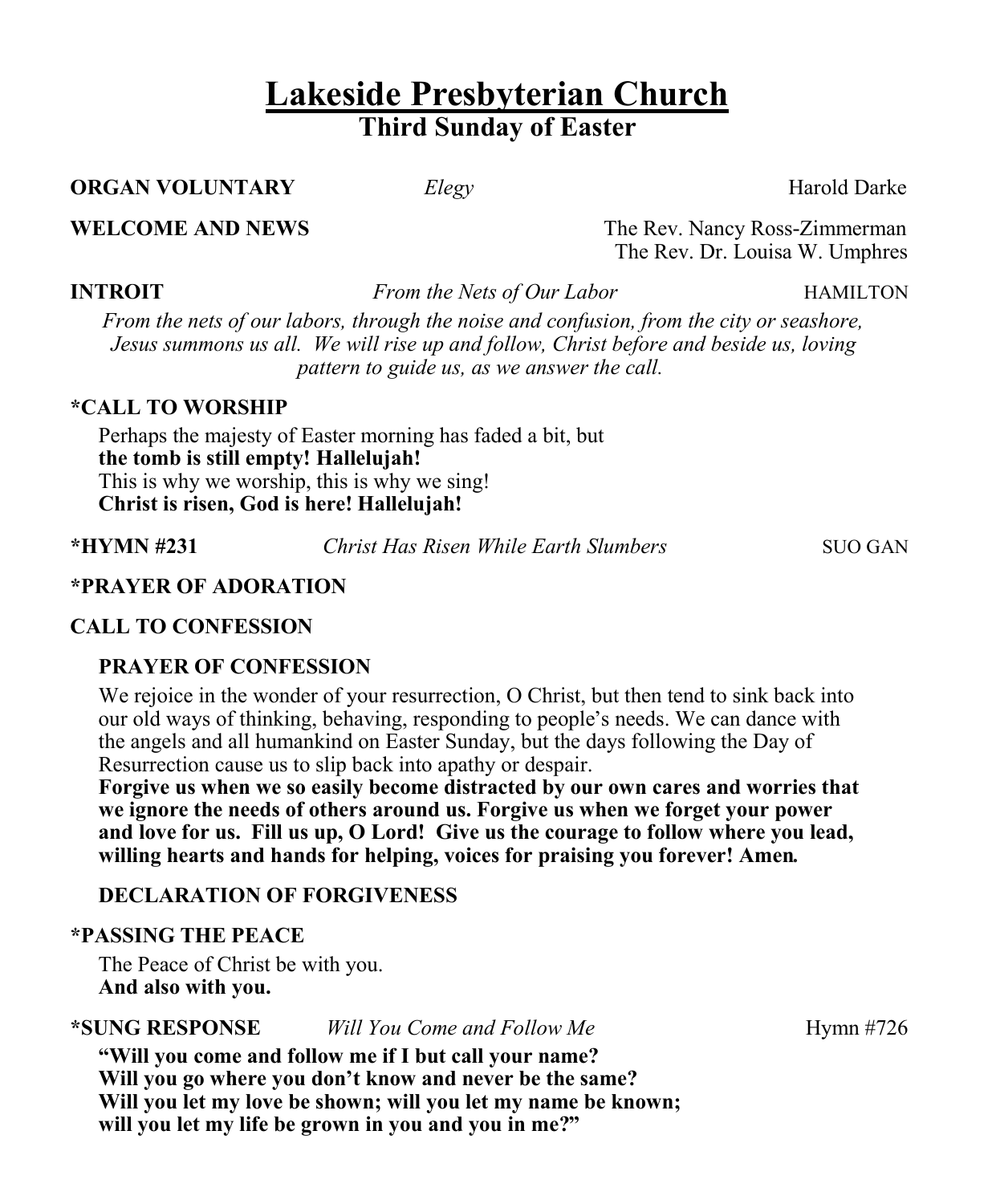# Lakeside Presbyterian Church
## Third Sunday of Easter

**ORGAN VOLUNTARY** *Elegy* Harold Darke

**WELCOME AND NEWS** The Rev. Nancy Ross-Zimmerman
The Rev. Dr. Louisa W. Umphres

**INTROIT** *From the Nets of Our Labor* HAMILTON

*From the nets of our labors, through the noise and confusion, from the city or seashore, Jesus summons us all. We will rise up and follow, Christ before and beside us, loving pattern to guide us, as we answer the call.*

**\*CALL TO WORSHIP**

Perhaps the majesty of Easter morning has faded a bit, but
**the tomb is still empty! Hallelujah!**
This is why we worship, this is why we sing!
**Christ is risen, God is here! Hallelujah!**

**\*HYMN #231** *Christ Has Risen While Earth Slumbers* SUO GAN

**\*PRAYER OF ADORATION**

**CALL TO CONFESSION**

**PRAYER OF CONFESSION**

We rejoice in the wonder of your resurrection, O Christ, but then tend to sink back into our old ways of thinking, behaving, responding to people's needs. We can dance with the angels and all humankind on Easter Sunday, but the days following the Day of Resurrection cause us to slip back into apathy or despair.
**Forgive us when we so easily become distracted by our own cares and worries that we ignore the needs of others around us. Forgive us when we forget your power and love for us. Fill us up, O Lord! Give us the courage to follow where you lead, willing hearts and hands for helping, voices for praising you forever! Amen.**

**DECLARATION OF FORGIVENESS**

**\*PASSING THE PEACE**

The Peace of Christ be with you.
**And also with you.**

**\*SUNG RESPONSE** *Will You Come and Follow Me* Hymn #726

**"Will you come and follow me if I but call your name?
Will you go where you don't know and never be the same?
Will you let my love be shown; will you let my name be known;
will you let my life be grown in you and you in me?"**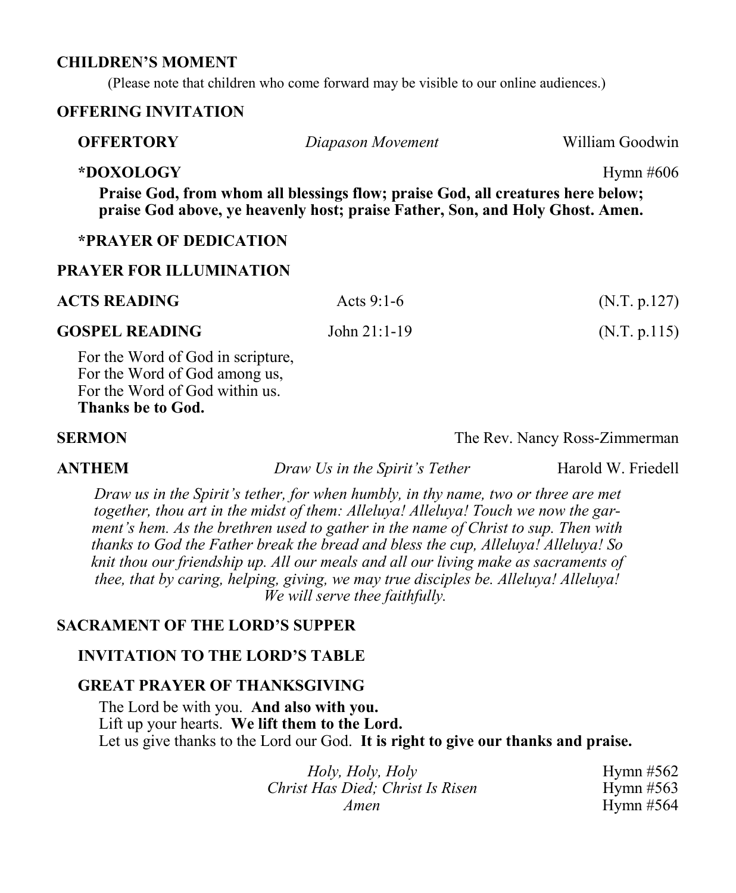**CHILDREN'S MOMENT**

(Please note that children who come forward may be visible to our online audiences.)

**OFFERING INVITATION**

**OFFERTORY** — *Diapason Movement* — William Goodwin

**\*DOXOLOGY** — Hymn #606

**Praise God, from whom all blessings flow; praise God, all creatures here below; praise God above, ye heavenly host; praise Father, Son, and Holy Ghost. Amen.**

**\*PRAYER OF DEDICATION**

**PRAYER FOR ILLUMINATION**

**ACTS READING** — Acts 9:1-6 — (N.T. p.127)

**GOSPEL READING** — John 21:1-19 — (N.T. p.115)

For the Word of God in scripture,
For the Word of God among us,
For the Word of God within us.
**Thanks be to God.**

**SERMON** — The Rev. Nancy Ross-Zimmerman

**ANTHEM** — *Draw Us in the Spirit's Tether* — Harold W. Friedell

*Draw us in the Spirit's tether, for when humbly, in thy name, two or three are met together, thou art in the midst of them: Alleluya! Alleluya! Touch we now the garment's hem. As the brethren used to gather in the name of Christ to sup. Then with thanks to God the Father break the bread and bless the cup, Alleluya! Alleluya! So knit thou our friendship up. All our meals and all our living make as sacraments of thee, that by caring, helping, giving, we may true disciples be. Alleluya! Alleluya! We will serve thee faithfully.*

**SACRAMENT OF THE LORD'S SUPPER**

**INVITATION TO THE LORD'S TABLE**

**GREAT PRAYER OF THANKSGIVING**

The Lord be with you. **And also with you.**
Lift up your hearts. **We lift them to the Lord.**
Let us give thanks to the Lord our God. **It is right to give our thanks and praise.**

*Holy, Holy, Holy* — Hymn #562
*Christ Has Died; Christ Is Risen* — Hymn #563
*Amen* — Hymn #564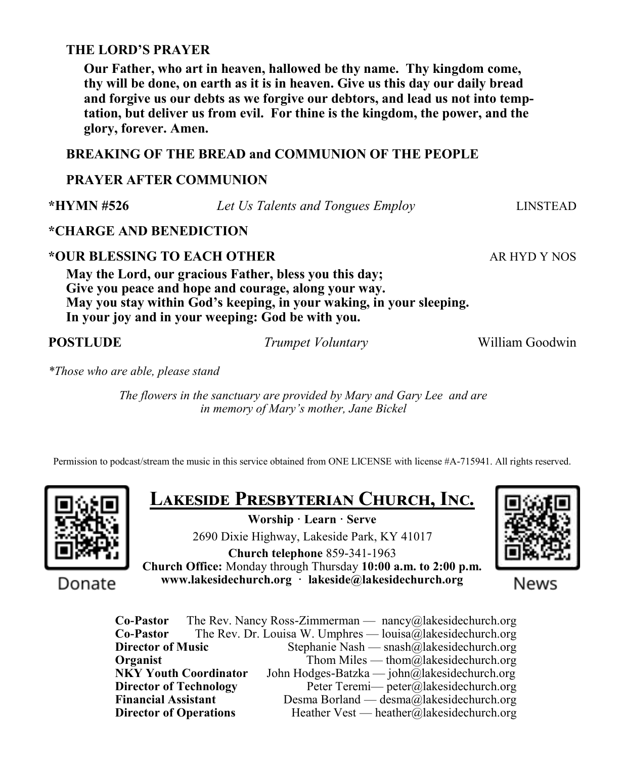**THE LORD'S PRAYER**

**Our Father, who art in heaven, hallowed be thy name. Thy kingdom come, thy will be done, on earth as it is in heaven. Give us this day our daily bread and forgive us our debts as we forgive our debtors, and lead us not into temptation, but deliver us from evil. For thine is the kingdom, the power, and the glory, forever. Amen.**

**BREAKING OF THE BREAD and COMMUNION OF THE PEOPLE**

**PRAYER AFTER COMMUNION**

**\*HYMN #526** *Let Us Talents and Tongues Employ* LINSTEAD

**\*CHARGE AND BENEDICTION**

**\*OUR BLESSING TO EACH OTHER** AR HYD Y NOS

**May the Lord, our gracious Father, bless you this day;**
**Give you peace and hope and courage, along your way.**
**May you stay within God's keeping, in your waking, in your sleeping.**
**In your joy and in your weeping: God be with you.**

**POSTLUDE** *Trumpet Voluntary* William Goodwin

*\*Those who are able, please stand*

*The flowers in the sanctuary are provided by Mary and Gary Lee and are in memory of Mary's mother, Jane Bickel*

Permission to podcast/stream the music in this service obtained from ONE LICENSE with license #A-715941. All rights reserved.

Donate

## LAKESIDE PRESBYTERIAN CHURCH, INC.

**Worship · Learn · Serve**

2690 Dixie Highway, Lakeside Park, KY 41017

**Church telephone** 859-341-1963

**Church Office:** Monday through Thursday **10:00 a.m. to 2:00 p.m.**

**www.lakesidechurch.org · lakeside@lakesidechurch.org**

News

**Co-Pastor** The Rev. Nancy Ross-Zimmerman — nancy@lakesidechurch.org
**Co-Pastor** The Rev. Dr. Louisa W. Umphres — louisa@lakesidechurch.org
**Director of Music** Stephanie Nash — snash@lakesidechurch.org
**Organist** Thom Miles — thom@lakesidechurch.org
**NKY Youth Coordinator** John Hodges-Batzka — john@lakesidechurch.org
**Director of Technology** Peter Teremi— peter@lakesidechurch.org
**Financial Assistant** Desma Borland — desma@lakesidechurch.org
**Director of Operations** Heather Vest — heather@lakesidechurch.org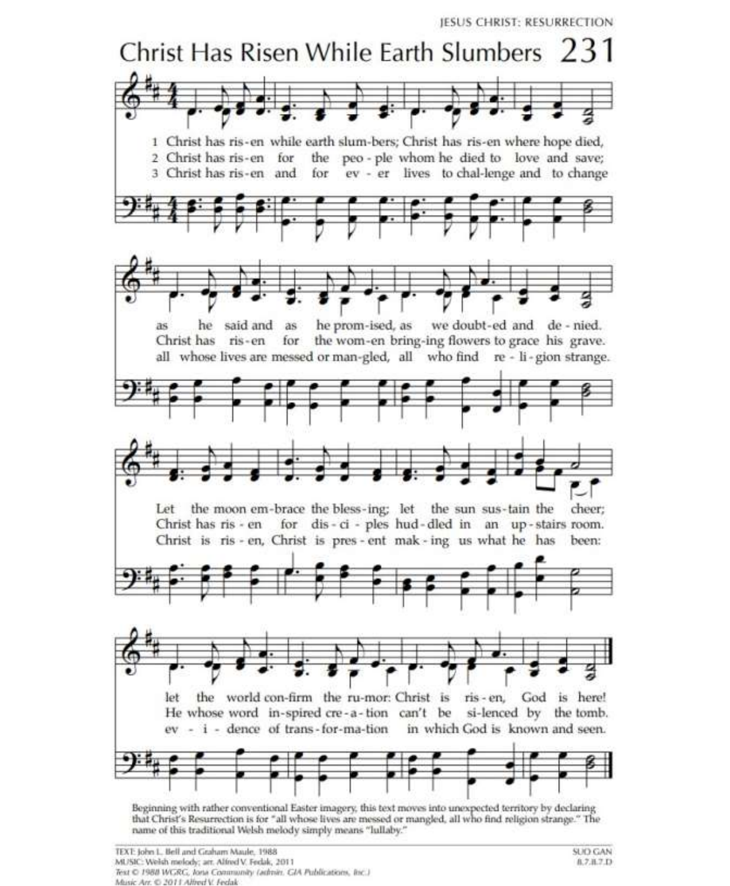# Christ Has Risen While Earth Slumbers

1 Christ has ris-en while earth slum-bers; Christ has ris-en where hope died,
as he said and as he prom-ised, as we doubt-ed and de-nied.
Let the moon em-brace the bless-ing; let the sun sus-tain the cheer;
let the world con-firm the ru-mor: Christ is ris-en, God is here!

2 Christ has ris-en for the peo-ple whom he died to love and save;
Christ has ris-en for the wom-en bring-ing flowers to grace his grave.
Christ has ris-en for dis-ci-ples hud-dled in an up-stairs room.
He whose word in-spired cre-a-tion can't be si-lenced by the tomb.

3 Christ has ris-en and for ev-er lives to chal-lenge and to change
all whose lives are messed or man-gled, all who find re-li-gion strange.
Christ is ris-en, Christ is pres-ent mak-ing us what he has been:
ev-i-dence of trans-for-ma-tion in which God is known and seen.

Beginning with rather conventional Easter imagery, this text moves into unexpected territory by declaring that Christ's Resurrection is for "all whose lives are messed or mangled, all who find religion strange." The name of this traditional Welsh melody simply means "lullaby."

TEXT: John L. Bell and Graham Maule, 1988
MUSIC: Welsh melody; arr. Alfred V. Fedak, 2011
Text © 1988 WGRG, Iona Community (admin. GIA Publications, Inc.)
Music Arr. © 2011 Alfred V. Fedak

SUO GAN
8.7.8.7 D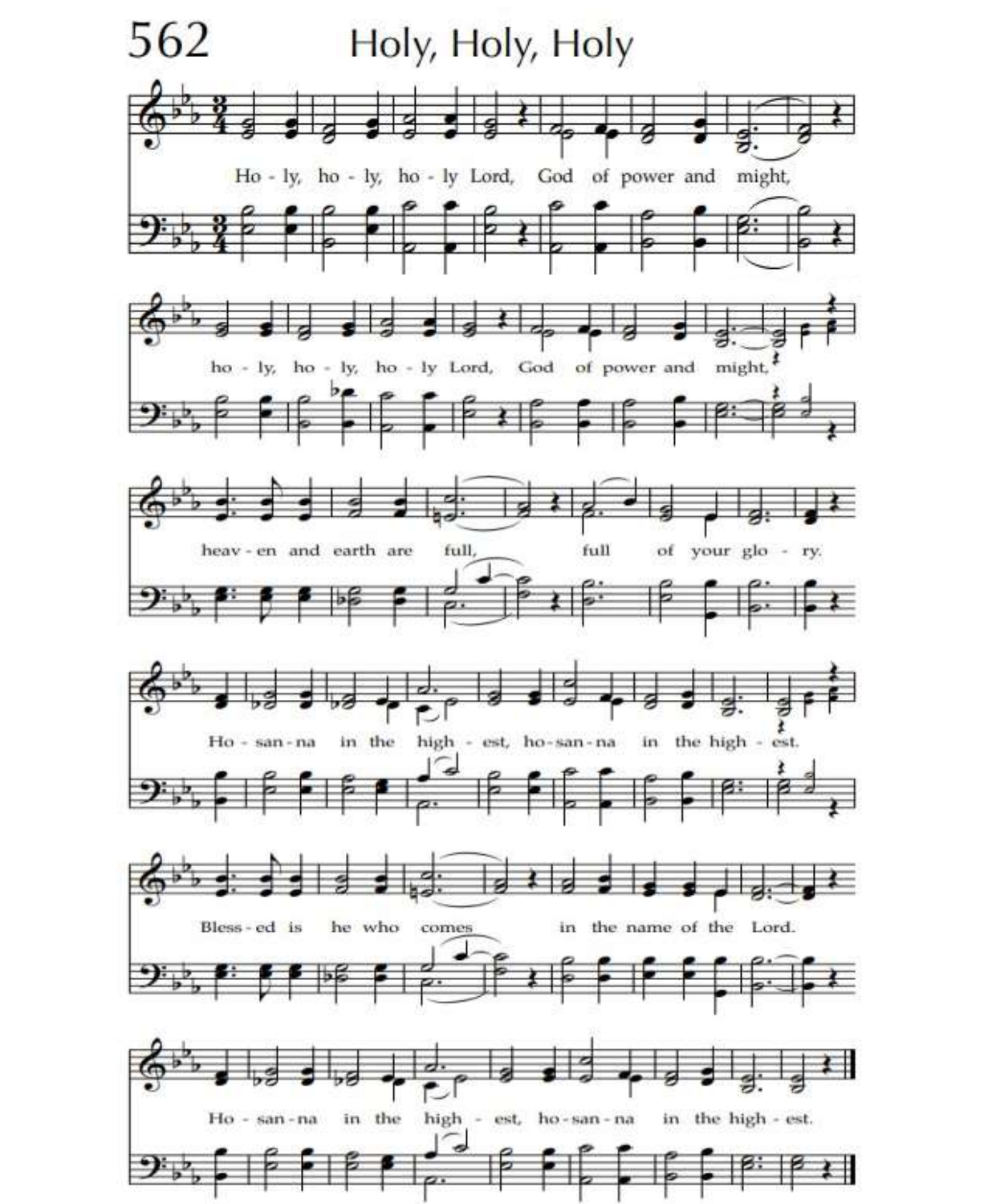# 562 Holy, Holy, Holy

Ho - ly, ho - ly, ho - ly Lord, God of power and might,

ho - ly, ho - ly, ho - ly Lord, God of power and might,

heav - en and earth are full, full of your glo - ry.

Ho - san - na in the high - est, ho - san - na in the high - est.

Bless - ed is he who comes in the name of the Lord.

Ho - san - na in the high - est, ho - san - na in the high - est.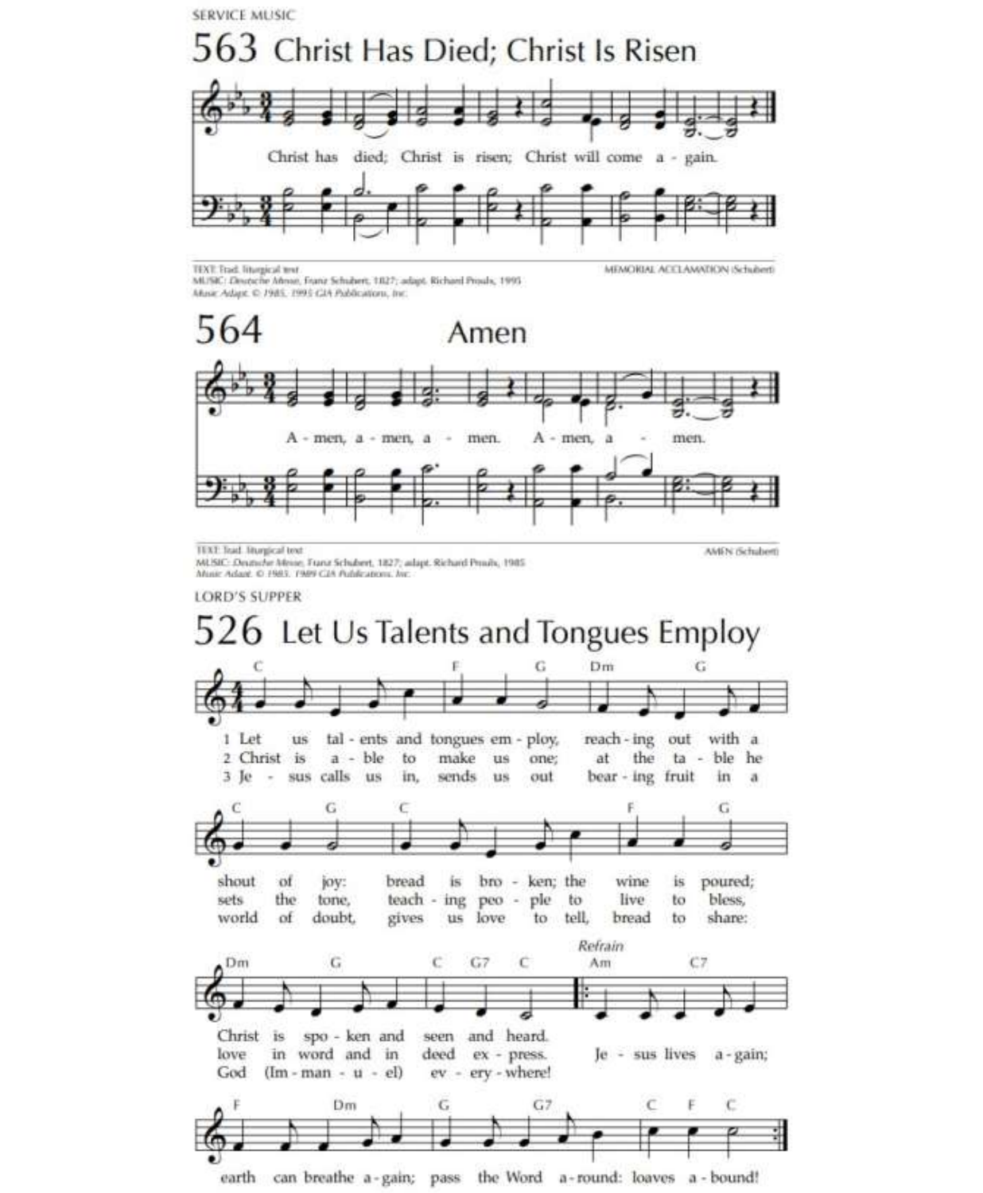SERVICE MUSIC

# 563 Christ Has Died; Christ Is Risen

Christ has died; Christ is risen; Christ will come a - gain.

TEXT: Trad. liturgical text
MUSIC: Deutsche Messe, Franz Schubert, 1827; adapt. Richard Proulx, 1995
Music Adapt. © 1985, 1995 GIA Publications, Inc.

MEMORIAL ACCLAMATION (Schubert)

# 564 Amen

A - men, a - men, a - men. A - men, a - men.

TEXT: Trad. liturgical text
MUSIC: Deutsche Messe, Franz Schubert, 1827; adapt. Richard Proulx, 1985
Music Adapt. © 1985, 1989 GIA Publications, Inc.

AMEN (Schubert)

LORD'S SUPPER

# 526 Let Us Talents and Tongues Employ

1 Let us tal - ents and tongues em - ploy, reach - ing out with a shout of joy: bread is bro - ken; the wine is poured; Christ is spo - ken and seen and heard.

2 Christ is a - ble to make us one; at the ta - ble he sets the tone, teach - ing peo - ple to live to bless, love in word and in deed ex - press.

3 Je - sus calls us in, sends us out bear - ing fruit in a world of doubt, gives us love to tell, bread to share: God (Im - man - u - el) ev - ery - where!

*Refrain*

Je - sus lives a - gain; earth can breathe a - gain; pass the Word a - round: loaves a - bound!